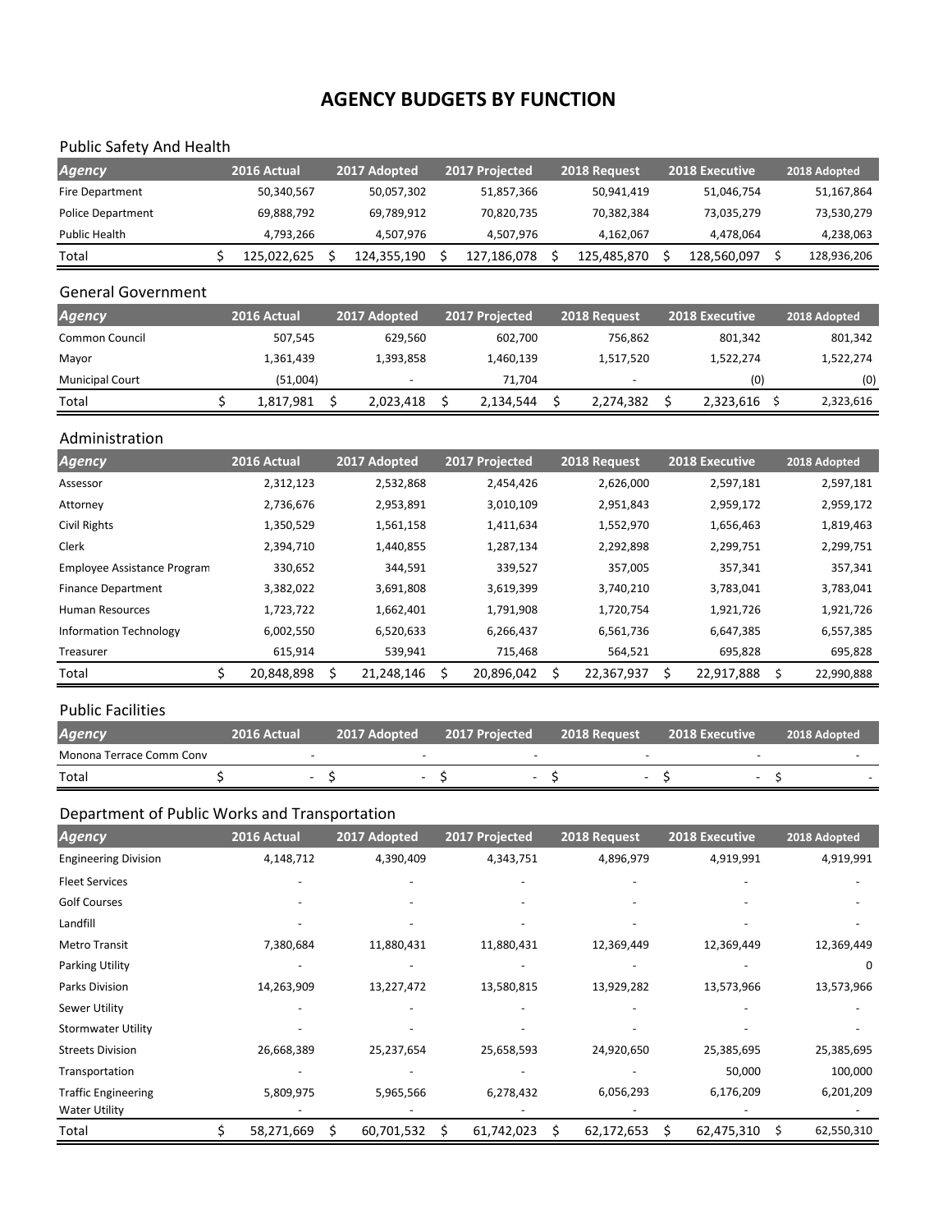# AGENCY BUDGETS BY FUNCTION

## Public Safety And Health

| Agency | 2016 Actual | 2017 Adopted | 2017 Projected | 2018 Request | 2018 Executive | 2018 Adopted |
|---|---|---|---|---|---|---|
| Fire Department | 50,340,567 | 50,057,302 | 51,857,366 | 50,941,419 | 51,046,754 | 51,167,864 |
| Police Department | 69,888,792 | 69,789,912 | 70,820,735 | 70,382,384 | 73,035,279 | 73,530,279 |
| Public Health | 4,793,266 | 4,507,976 | 4,507,976 | 4,162,067 | 4,478,064 | 4,238,063 |
| Total | $ 125,022,625 | $ 124,355,190 | $ 127,186,078 | $ 125,485,870 | $ 128,560,097 | $ 128,936,206 |

## General Government

| Agency | 2016 Actual | 2017 Adopted | 2017 Projected | 2018 Request | 2018 Executive | 2018 Adopted |
|---|---|---|---|---|---|---|
| Common Council | 507,545 | 629,560 | 602,700 | 756,862 | 801,342 | 801,342 |
| Mayor | 1,361,439 | 1,393,858 | 1,460,139 | 1,517,520 | 1,522,274 | 1,522,274 |
| Municipal Court | (51,004) | - | 71,704 | - | (0) | (0) |
| Total | $ 1,817,981 | $ 2,023,418 | $ 2,134,544 | $ 2,274,382 | $ 2,323,616 | $ 2,323,616 |

## Administration

| Agency | 2016 Actual | 2017 Adopted | 2017 Projected | 2018 Request | 2018 Executive | 2018 Adopted |
|---|---|---|---|---|---|---|
| Assessor | 2,312,123 | 2,532,868 | 2,454,426 | 2,626,000 | 2,597,181 | 2,597,181 |
| Attorney | 2,736,676 | 2,953,891 | 3,010,109 | 2,951,843 | 2,959,172 | 2,959,172 |
| Civil Rights | 1,350,529 | 1,561,158 | 1,411,634 | 1,552,970 | 1,656,463 | 1,819,463 |
| Clerk | 2,394,710 | 1,440,855 | 1,287,134 | 2,292,898 | 2,299,751 | 2,299,751 |
| Employee Assistance Program | 330,652 | 344,591 | 339,527 | 357,005 | 357,341 | 357,341 |
| Finance Department | 3,382,022 | 3,691,808 | 3,619,399 | 3,740,210 | 3,783,041 | 3,783,041 |
| Human Resources | 1,723,722 | 1,662,401 | 1,791,908 | 1,720,754 | 1,921,726 | 1,921,726 |
| Information Technology | 6,002,550 | 6,520,633 | 6,266,437 | 6,561,736 | 6,647,385 | 6,557,385 |
| Treasurer | 615,914 | 539,941 | 715,468 | 564,521 | 695,828 | 695,828 |
| Total | $ 20,848,898 | $ 21,248,146 | $ 20,896,042 | $ 22,367,937 | $ 22,917,888 | $ 22,990,888 |

## Public Facilities

| Agency | 2016 Actual | 2017 Adopted | 2017 Projected | 2018 Request | 2018 Executive | 2018 Adopted |
|---|---|---|---|---|---|---|
| Monona Terrace Comm Conv | - | - | - | - | - | - |
| Total | $ - | $ - | $ - | $ - | $ - | $ - |

## Department of Public Works and Transportation

| Agency | 2016 Actual | 2017 Adopted | 2017 Projected | 2018 Request | 2018 Executive | 2018 Adopted |
|---|---|---|---|---|---|---|
| Engineering Division | 4,148,712 | 4,390,409 | 4,343,751 | 4,896,979 | 4,919,991 | 4,919,991 |
| Fleet Services | - | - | - | - | - | - |
| Golf Courses | - | - | - | - | - | - |
| Landfill | - | - | - | - | - | - |
| Metro Transit | 7,380,684 | 11,880,431 | 11,880,431 | 12,369,449 | 12,369,449 | 12,369,449 |
| Parking Utility | - | - | - | - | - | 0 |
| Parks Division | 14,263,909 | 13,227,472 | 13,580,815 | 13,929,282 | 13,573,966 | 13,573,966 |
| Sewer Utility | - | - | - | - | - | - |
| Stormwater Utility | - | - | - | - | - | - |
| Streets Division | 26,668,389 | 25,237,654 | 25,658,593 | 24,920,650 | 25,385,695 | 25,385,695 |
| Transportation | - | - | - | - | 50,000 | 100,000 |
| Traffic Engineering | 5,809,975 | 5,965,566 | 6,278,432 | 6,056,293 | 6,176,209 | 6,201,209 |
| Water Utility | - | - | - | - | - | - |
| Total | $ 58,271,669 | $ 60,701,532 | $ 61,742,023 | $ 62,172,653 | $ 62,475,310 | $ 62,550,310 |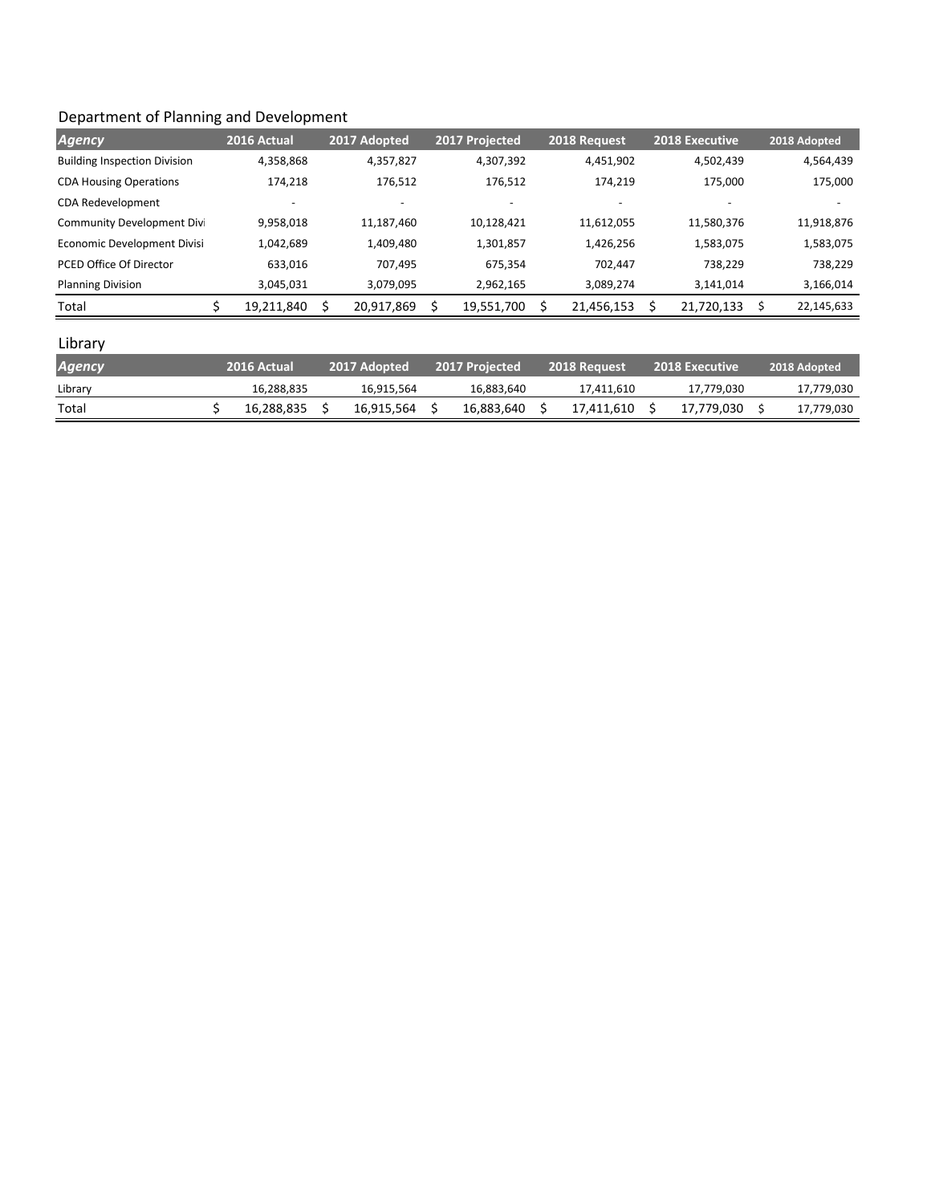## Department of Planning and Development

| Agency | 2016 Actual | 2017 Adopted | 2017 Projected | 2018 Request | 2018 Executive | 2018 Adopted |
|---|---|---|---|---|---|---|
| Building Inspection Division | 4,358,868 | 4,357,827 | 4,307,392 | 4,451,902 | 4,502,439 | 4,564,439 |
| CDA Housing Operations | 174,218 | 176,512 | 176,512 | 174,219 | 175,000 | 175,000 |
| CDA Redevelopment | - | - | - | - | - | - |
| Community Development Divi | 9,958,018 | 11,187,460 | 10,128,421 | 11,612,055 | 11,580,376 | 11,918,876 |
| Economic Development Divisi | 1,042,689 | 1,409,480 | 1,301,857 | 1,426,256 | 1,583,075 | 1,583,075 |
| PCED Office Of Director | 633,016 | 707,495 | 675,354 | 702,447 | 738,229 | 738,229 |
| Planning Division | 3,045,031 | 3,079,095 | 2,962,165 | 3,089,274 | 3,141,014 | 3,166,014 |
| Total | $ 19,211,840 | $ 20,917,869 | $ 19,551,700 | $ 21,456,153 | $ 21,720,133 | $ 22,145,633 |

## Library

| Agency | 2016 Actual | 2017 Adopted | 2017 Projected | 2018 Request | 2018 Executive | 2018 Adopted |
|---|---|---|---|---|---|---|
| Library | 16,288,835 | 16,915,564 | 16,883,640 | 17,411,610 | 17,779,030 | 17,779,030 |
| Total | $ 16,288,835 | $ 16,915,564 | $ 16,883,640 | $ 17,411,610 | $ 17,779,030 | $ 17,779,030 |